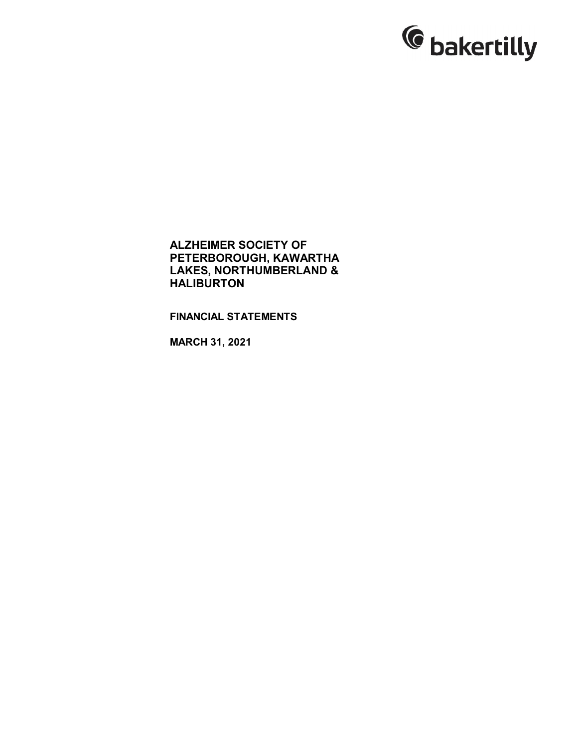bakertilly

**ALZHEIMER SOCIETY OF PETERBOROUGH, KAWARTHA LAKES, NORTHUMBERLAND & HALIBURTON**

**FINANCIAL STATEMENTS**

**MARCH 31, 2021**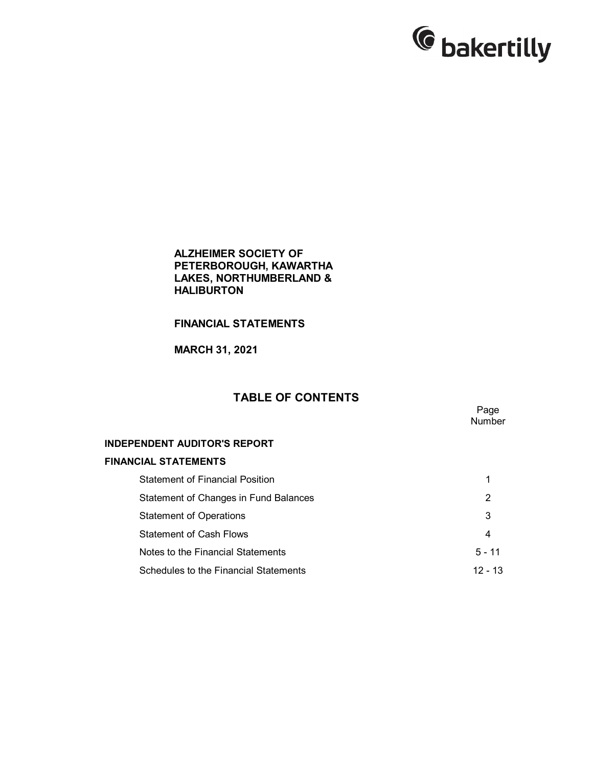**ALZHEIMER SOCIETY OF PETERBOROUGH, KAWARTHA LAKES, NORTHUMBERLAND & HALIBURTON**

**FINANCIAL STATEMENTS**

**MARCH 31, 2021**

## TABLE OF CONTENTS

| | Page Number |
|---|---|
| **INDEPENDENT AUDITOR'S REPORT** | |
| **FINANCIAL STATEMENTS** | |
| Statement of Financial Position | 1 |
| Statement of Changes in Fund Balances | 2 |
| Statement of Operations | 3 |
| Statement of Cash Flows | 4 |
| Notes to the Financial Statements | 5 - 11 |
| Schedules to the Financial Statements | 12 - 13 |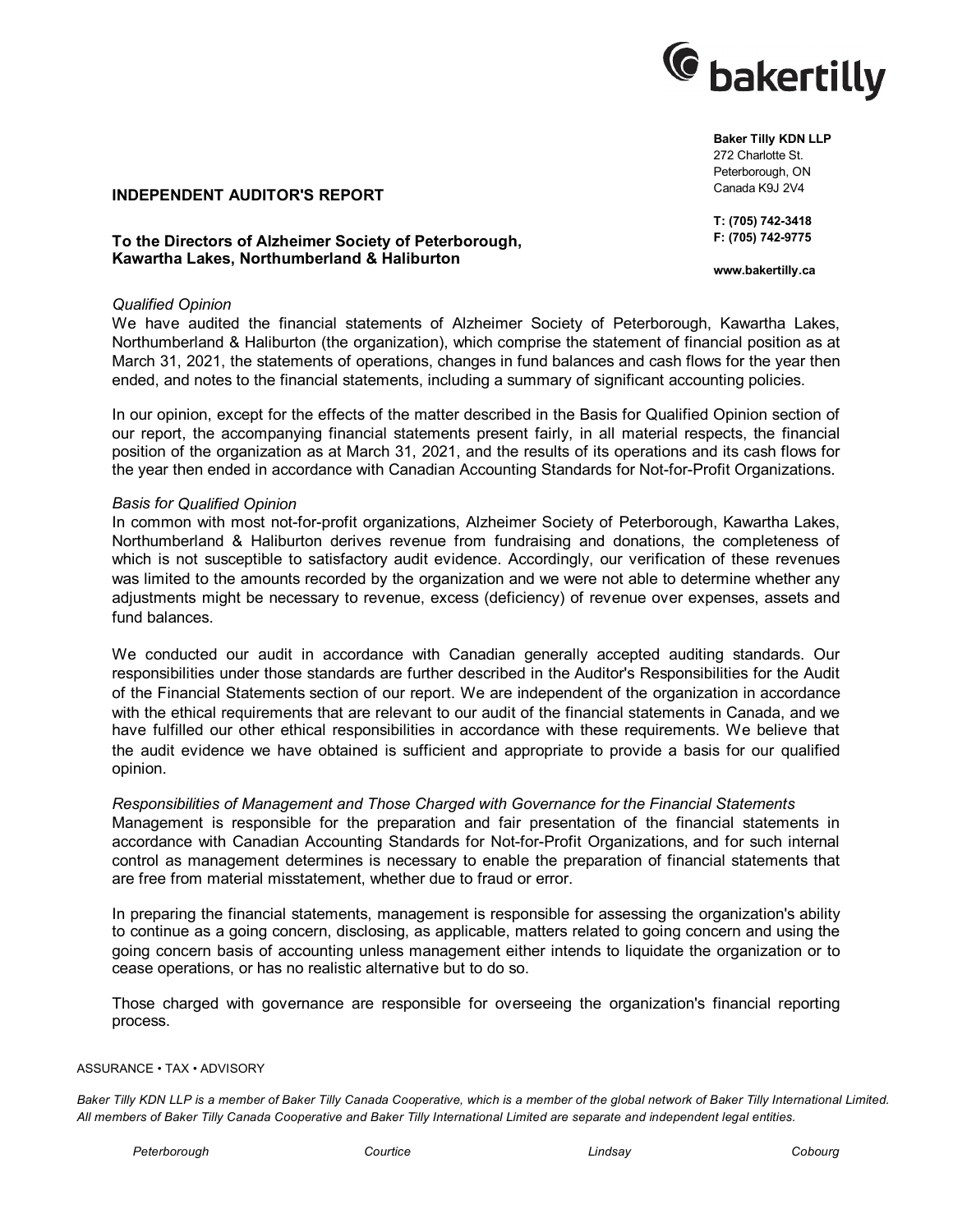**Baker Tilly KDN LLP**
272 Charlotte St.
Peterborough, ON
Canada K9J 2V4

**T: (705) 742-3418**
**F: (705) 742-9775**

**www.bakertilly.ca**

## INDEPENDENT AUDITOR'S REPORT

**To the Directors of Alzheimer Society of Peterborough, Kawartha Lakes, Northumberland & Haliburton**

*Qualified Opinion*

We have audited the financial statements of Alzheimer Society of Peterborough, Kawartha Lakes, Northumberland & Haliburton (the organization), which comprise the statement of financial position as at March 31, 2021, the statements of operations, changes in fund balances and cash flows for the year then ended, and notes to the financial statements, including a summary of significant accounting policies.

In our opinion, except for the effects of the matter described in the Basis for Qualified Opinion section of our report, the accompanying financial statements present fairly, in all material respects, the financial position of the organization as at March 31, 2021, and the results of its operations and its cash flows for the year then ended in accordance with Canadian Accounting Standards for Not-for-Profit Organizations.

*Basis for Qualified Opinion*

In common with most not-for-profit organizations, Alzheimer Society of Peterborough, Kawartha Lakes, Northumberland & Haliburton derives revenue from fundraising and donations, the completeness of which is not susceptible to satisfactory audit evidence. Accordingly, our verification of these revenues was limited to the amounts recorded by the organization and we were not able to determine whether any adjustments might be necessary to revenue, excess (deficiency) of revenue over expenses, assets and fund balances.

We conducted our audit in accordance with Canadian generally accepted auditing standards. Our responsibilities under those standards are further described in the Auditor's Responsibilities for the Audit of the Financial Statements section of our report. We are independent of the organization in accordance with the ethical requirements that are relevant to our audit of the financial statements in Canada, and we have fulfilled our other ethical responsibilities in accordance with these requirements. We believe that the audit evidence we have obtained is sufficient and appropriate to provide a basis for our qualified opinion.

*Responsibilities of Management and Those Charged with Governance for the Financial Statements*

Management is responsible for the preparation and fair presentation of the financial statements in accordance with Canadian Accounting Standards for Not-for-Profit Organizations, and for such internal control as management determines is necessary to enable the preparation of financial statements that are free from material misstatement, whether due to fraud or error.

In preparing the financial statements, management is responsible for assessing the organization's ability to continue as a going concern, disclosing, as applicable, matters related to going concern and using the going concern basis of accounting unless management either intends to liquidate the organization or to cease operations, or has no realistic alternative but to do so.

Those charged with governance are responsible for overseeing the organization's financial reporting process.

ASSURANCE • TAX • ADVISORY

*Baker Tilly KDN LLP is a member of Baker Tilly Canada Cooperative, which is a member of the global network of Baker Tilly International Limited. All members of Baker Tilly Canada Cooperative and Baker Tilly International Limited are separate and independent legal entities.*

*Peterborough* *Courtice* *Lindsay* *Cobourg*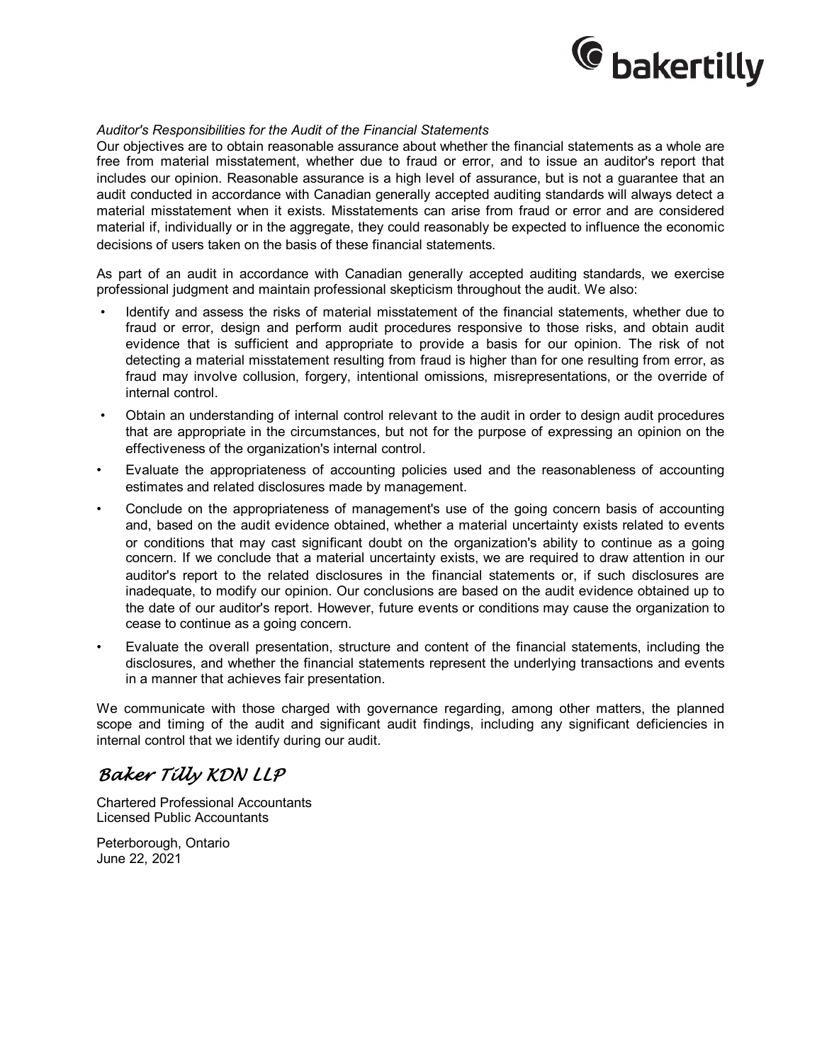*Auditor's Responsibilities for the Audit of the Financial Statements*

Our objectives are to obtain reasonable assurance about whether the financial statements as a whole are free from material misstatement, whether due to fraud or error, and to issue an auditor's report that includes our opinion. Reasonable assurance is a high level of assurance, but is not a guarantee that an audit conducted in accordance with Canadian generally accepted auditing standards will always detect a material misstatement when it exists. Misstatements can arise from fraud or error and are considered material if, individually or in the aggregate, they could reasonably be expected to influence the economic decisions of users taken on the basis of these financial statements.

As part of an audit in accordance with Canadian generally accepted auditing standards, we exercise professional judgment and maintain professional skepticism throughout the audit. We also:

- Identify and assess the risks of material misstatement of the financial statements, whether due to fraud or error, design and perform audit procedures responsive to those risks, and obtain audit evidence that is sufficient and appropriate to provide a basis for our opinion. The risk of not detecting a material misstatement resulting from fraud is higher than for one resulting from error, as fraud may involve collusion, forgery, intentional omissions, misrepresentations, or the override of internal control.
- Obtain an understanding of internal control relevant to the audit in order to design audit procedures that are appropriate in the circumstances, but not for the purpose of expressing an opinion on the effectiveness of the organization's internal control.
- Evaluate the appropriateness of accounting policies used and the reasonableness of accounting estimates and related disclosures made by management.
- Conclude on the appropriateness of management's use of the going concern basis of accounting and, based on the audit evidence obtained, whether a material uncertainty exists related to events or conditions that may cast significant doubt on the organization's ability to continue as a going concern. If we conclude that a material uncertainty exists, we are required to draw attention in our auditor's report to the related disclosures in the financial statements or, if such disclosures are inadequate, to modify our opinion. Our conclusions are based on the audit evidence obtained up to the date of our auditor's report. However, future events or conditions may cause the organization to cease to continue as a going concern.
- Evaluate the overall presentation, structure and content of the financial statements, including the disclosures, and whether the financial statements represent the underlying transactions and events in a manner that achieves fair presentation.

We communicate with those charged with governance regarding, among other matters, the planned scope and timing of the audit and significant audit findings, including any significant deficiencies in internal control that we identify during our audit.

*Baker Tilly KDN LLP*

Chartered Professional Accountants
Licensed Public Accountants

Peterborough, Ontario
June 22, 2021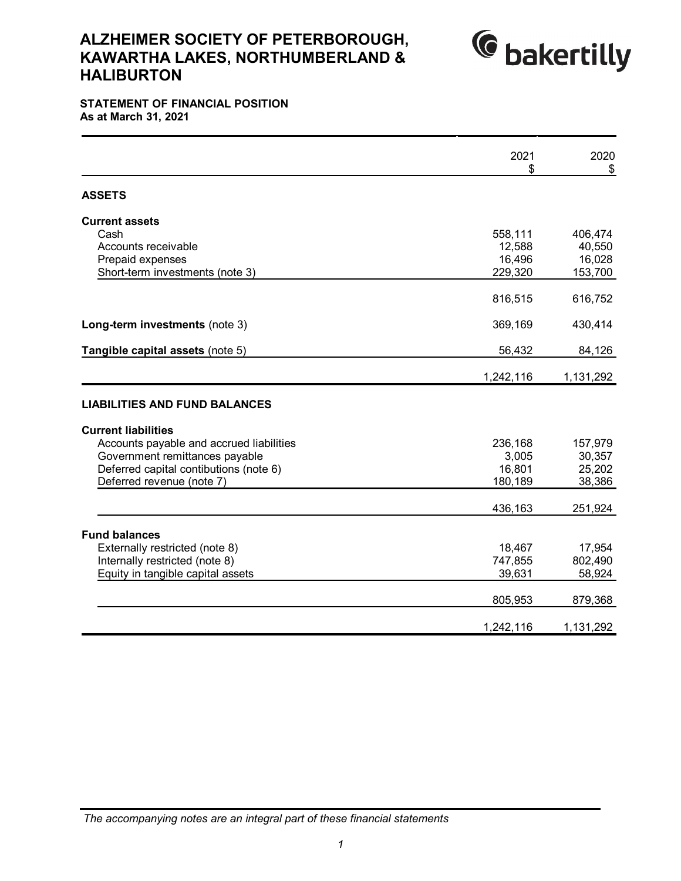# ALZHEIMER SOCIETY OF PETERBOROUGH, KAWARTHA LAKES, NORTHUMBERLAND & HALIBURTON

**STATEMENT OF FINANCIAL POSITION**
**As at March 31, 2021**

| | 2021<br>$ | 2020<br>$ |
|---|---|---|
| **ASSETS** | | |
| **Current assets** | | |
| Cash | 558,111 | 406,474 |
| Accounts receivable | 12,588 | 40,550 |
| Prepaid expenses | 16,496 | 16,028 |
| Short-term investments (note 3) | 229,320 | 153,700 |
| | 816,515 | 616,752 |
| **Long-term investments** (note 3) | 369,169 | 430,414 |
| **Tangible capital assets** (note 5) | 56,432 | 84,126 |
| | 1,242,116 | 1,131,292 |
| **LIABILITIES AND FUND BALANCES** | | |
| **Current liabilities** | | |
| Accounts payable and accrued liabilities | 236,168 | 157,979 |
| Government remittances payable | 3,005 | 30,357 |
| Deferred capital contibutions (note 6) | 16,801 | 25,202 |
| Deferred revenue (note 7) | 180,189 | 38,386 |
| | 436,163 | 251,924 |
| **Fund balances** | | |
| Externally restricted (note 8) | 18,467 | 17,954 |
| Internally restricted (note 8) | 747,855 | 802,490 |
| Equity in tangible capital assets | 39,631 | 58,924 |
| | 805,953 | 879,368 |
| | 1,242,116 | 1,131,292 |

*The accompanying notes are an integral part of these financial statements*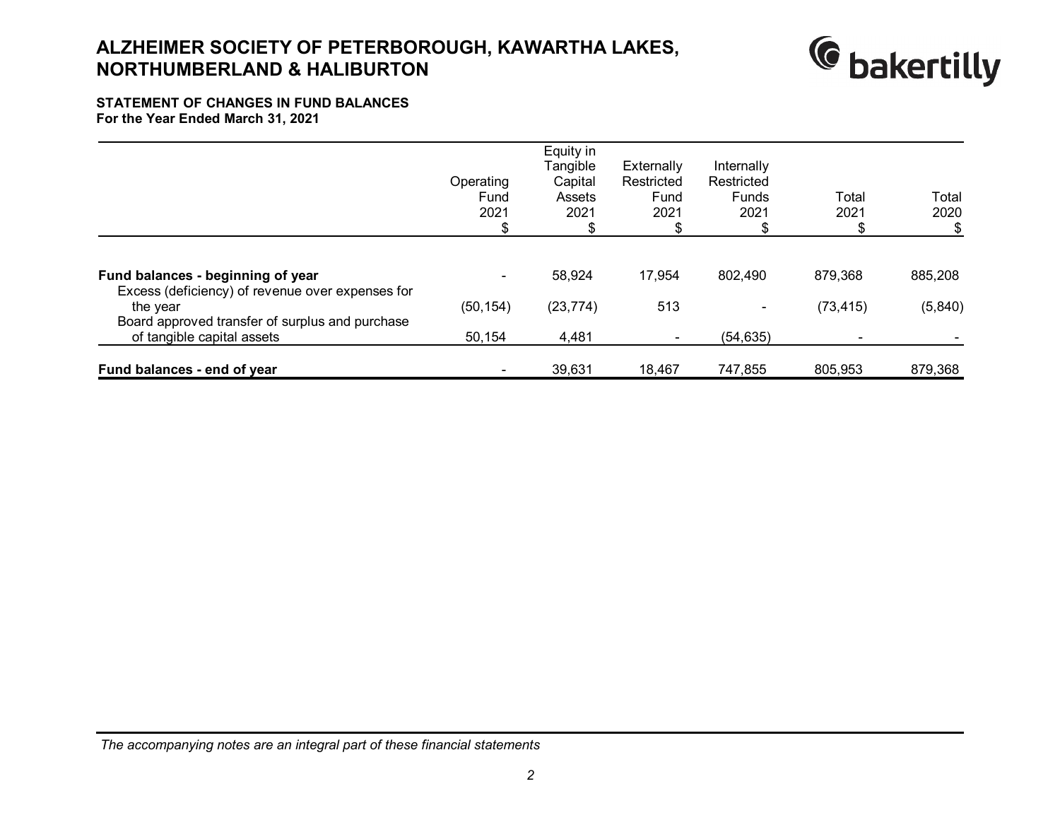# ALZHEIMER SOCIETY OF PETERBOROUGH, KAWARTHA LAKES, NORTHUMBERLAND & HALIBURTON

## STATEMENT OF CHANGES IN FUND BALANCES
**For the Year Ended March 31, 2021**

| | Operating Fund 2021 $ | Equity in Tangible Capital Assets 2021 $ | Externally Restricted Fund 2021 $ | Internally Restricted Funds 2021 $ | Total 2021 $ | Total 2020 $ |
|---|---|---|---|---|---|---|
| **Fund balances - beginning of year** | - | 58,924 | 17,954 | 802,490 | 879,368 | 885,208 |
| Excess (deficiency) of revenue over expenses for the year | (50,154) | (23,774) | 513 | - | (73,415) | (5,840) |
| Board approved transfer of surplus and purchase of tangible capital assets | 50,154 | 4,481 | - | (54,635) | - | - |
| **Fund balances - end of year** | - | 39,631 | 18,467 | 747,855 | 805,953 | 879,368 |

*The accompanying notes are an integral part of these financial statements*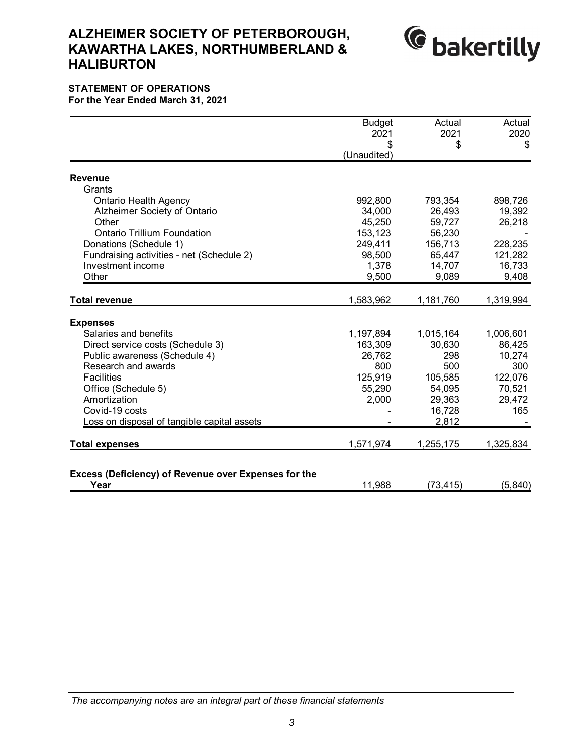# ALZHEIMER SOCIETY OF PETERBOROUGH, KAWARTHA LAKES, NORTHUMBERLAND & HALIBURTON

## STATEMENT OF OPERATIONS

**For the Year Ended March 31, 2021**

| | Budget 2021 $ (Unaudited) | Actual 2021 $ | Actual 2020 $ |
|---|---|---|---|
| **Revenue** | | | |
| Grants | | | |
| Ontario Health Agency | 992,800 | 793,354 | 898,726 |
| Alzheimer Society of Ontario | 34,000 | 26,493 | 19,392 |
| Other | 45,250 | 59,727 | 26,218 |
| Ontario Trillium Foundation | 153,123 | 56,230 | - |
| Donations (Schedule 1) | 249,411 | 156,713 | 228,235 |
| Fundraising activities - net (Schedule 2) | 98,500 | 65,447 | 121,282 |
| Investment income | 1,378 | 14,707 | 16,733 |
| Other | 9,500 | 9,089 | 9,408 |
| **Total revenue** | 1,583,962 | 1,181,760 | 1,319,994 |
| **Expenses** | | | |
| Salaries and benefits | 1,197,894 | 1,015,164 | 1,006,601 |
| Direct service costs (Schedule 3) | 163,309 | 30,630 | 86,425 |
| Public awareness (Schedule 4) | 26,762 | 298 | 10,274 |
| Research and awards | 800 | 500 | 300 |
| Facilities | 125,919 | 105,585 | 122,076 |
| Office (Schedule 5) | 55,290 | 54,095 | 70,521 |
| Amortization | 2,000 | 29,363 | 29,472 |
| Covid-19 costs | - | 16,728 | 165 |
| Loss on disposal of tangible capital assets | - | 2,812 | - |
| **Total expenses** | 1,571,974 | 1,255,175 | 1,325,834 |
| **Excess (Deficiency) of Revenue over Expenses for the Year** | 11,988 | (73,415) | (5,840) |

*The accompanying notes are an integral part of these financial statements*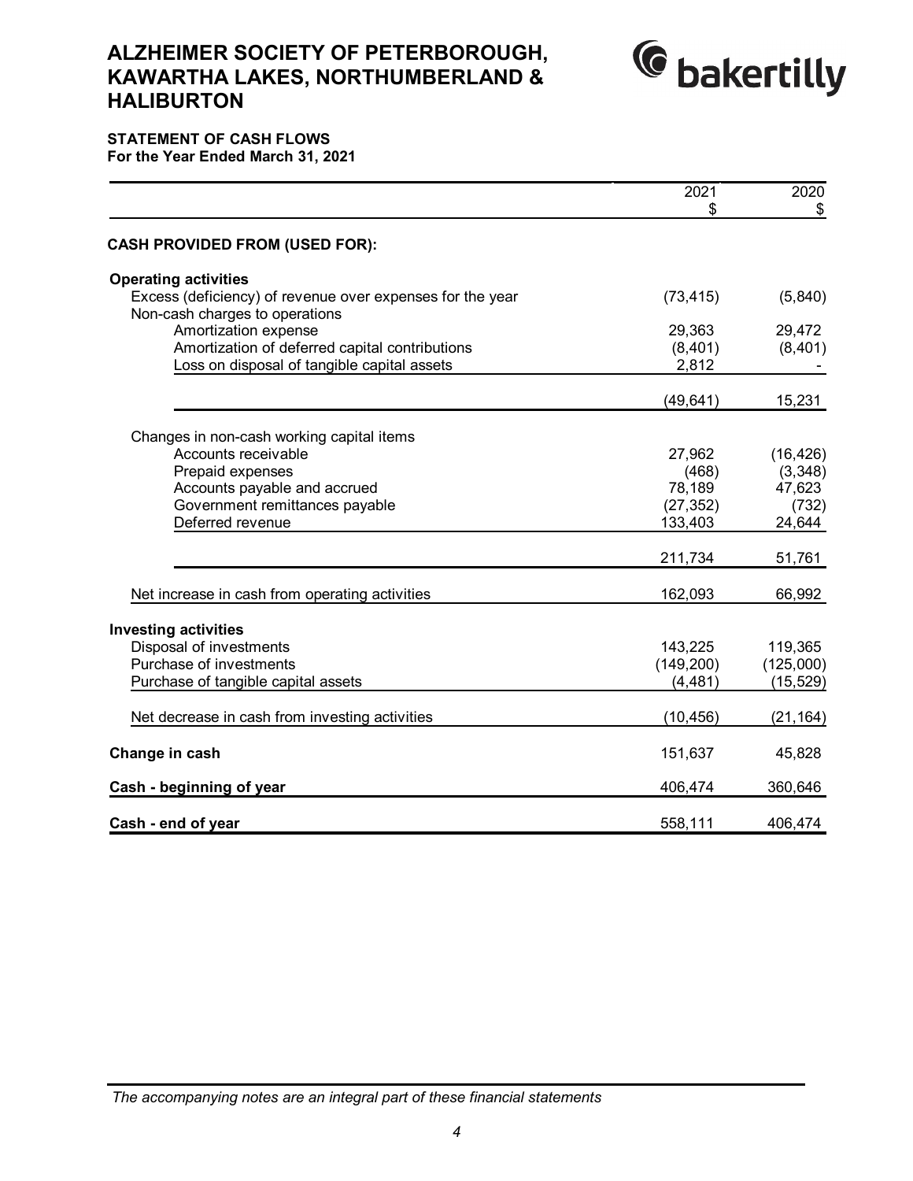# ALZHEIMER SOCIETY OF PETERBOROUGH, KAWARTHA LAKES, NORTHUMBERLAND & HALIBURTON

**STATEMENT OF CASH FLOWS**
**For the Year Ended March 31, 2021**

| | 2021<br>$ | 2020<br>$ |
|---|---|---|
| **CASH PROVIDED FROM (USED FOR):** | | |
| **Operating activities** | | |
| Excess (deficiency) of revenue over expenses for the year | (73,415) | (5,840) |
| Non-cash charges to operations | | |
| Amortization expense | 29,363 | 29,472 |
| Amortization of deferred capital contributions | (8,401) | (8,401) |
| Loss on disposal of tangible capital assets | 2,812 | - |
| | (49,641) | 15,231 |
| Changes in non-cash working capital items | | |
| Accounts receivable | 27,962 | (16,426) |
| Prepaid expenses | (468) | (3,348) |
| Accounts payable and accrued | 78,189 | 47,623 |
| Government remittances payable | (27,352) | (732) |
| Deferred revenue | 133,403 | 24,644 |
| | 211,734 | 51,761 |
| Net increase in cash from operating activities | 162,093 | 66,992 |
| **Investing activities** | | |
| Disposal of investments | 143,225 | 119,365 |
| Purchase of investments | (149,200) | (125,000) |
| Purchase of tangible capital assets | (4,481) | (15,529) |
| Net decrease in cash from investing activities | (10,456) | (21,164) |
| **Change in cash** | 151,637 | 45,828 |
| **Cash - beginning of year** | 406,474 | 360,646 |
| **Cash - end of year** | 558,111 | 406,474 |

*The accompanying notes are an integral part of these financial statements*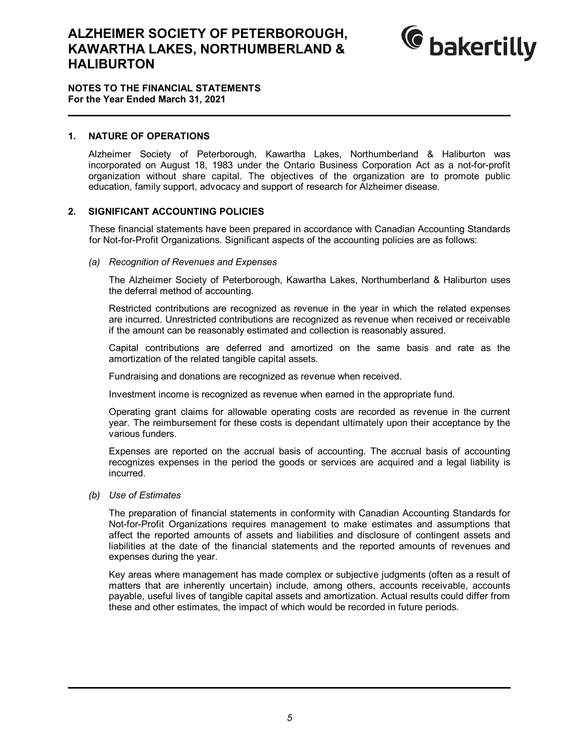# ALZHEIMER SOCIETY OF PETERBOROUGH, KAWARTHA LAKES, NORTHUMBERLAND & HALIBURTON

**NOTES TO THE FINANCIAL STATEMENTS**
**For the Year Ended March 31, 2021**

## 1. NATURE OF OPERATIONS

Alzheimer Society of Peterborough, Kawartha Lakes, Northumberland & Haliburton was incorporated on August 18, 1983 under the Ontario Business Corporation Act as a not-for-profit organization without share capital. The objectives of the organization are to promote public education, family support, advocacy and support of research for Alzheimer disease.

## 2. SIGNIFICANT ACCOUNTING POLICIES

These financial statements have been prepared in accordance with Canadian Accounting Standards for Not-for-Profit Organizations. Significant aspects of the accounting policies are as follows:

*(a) Recognition of Revenues and Expenses*

The Alzheimer Society of Peterborough, Kawartha Lakes, Northumberland & Haliburton uses the deferral method of accounting.

Restricted contributions are recognized as revenue in the year in which the related expenses are incurred. Unrestricted contributions are recognized as revenue when received or receivable if the amount can be reasonably estimated and collection is reasonably assured.

Capital contributions are deferred and amortized on the same basis and rate as the amortization of the related tangible capital assets.

Fundraising and donations are recognized as revenue when received.

Investment income is recognized as revenue when earned in the appropriate fund.

Operating grant claims for allowable operating costs are recorded as revenue in the current year. The reimbursement for these costs is dependant ultimately upon their acceptance by the various funders.

Expenses are reported on the accrual basis of accounting. The accrual basis of accounting recognizes expenses in the period the goods or services are acquired and a legal liability is incurred.

*(b) Use of Estimates*

The preparation of financial statements in conformity with Canadian Accounting Standards for Not-for-Profit Organizations requires management to make estimates and assumptions that affect the reported amounts of assets and liabilities and disclosure of contingent assets and liabilities at the date of the financial statements and the reported amounts of revenues and expenses during the year.

Key areas where management has made complex or subjective judgments (often as a result of matters that are inherently uncertain) include, among others, accounts receivable, accounts payable, useful lives of tangible capital assets and amortization. Actual results could differ from these and other estimates, the impact of which would be recorded in future periods.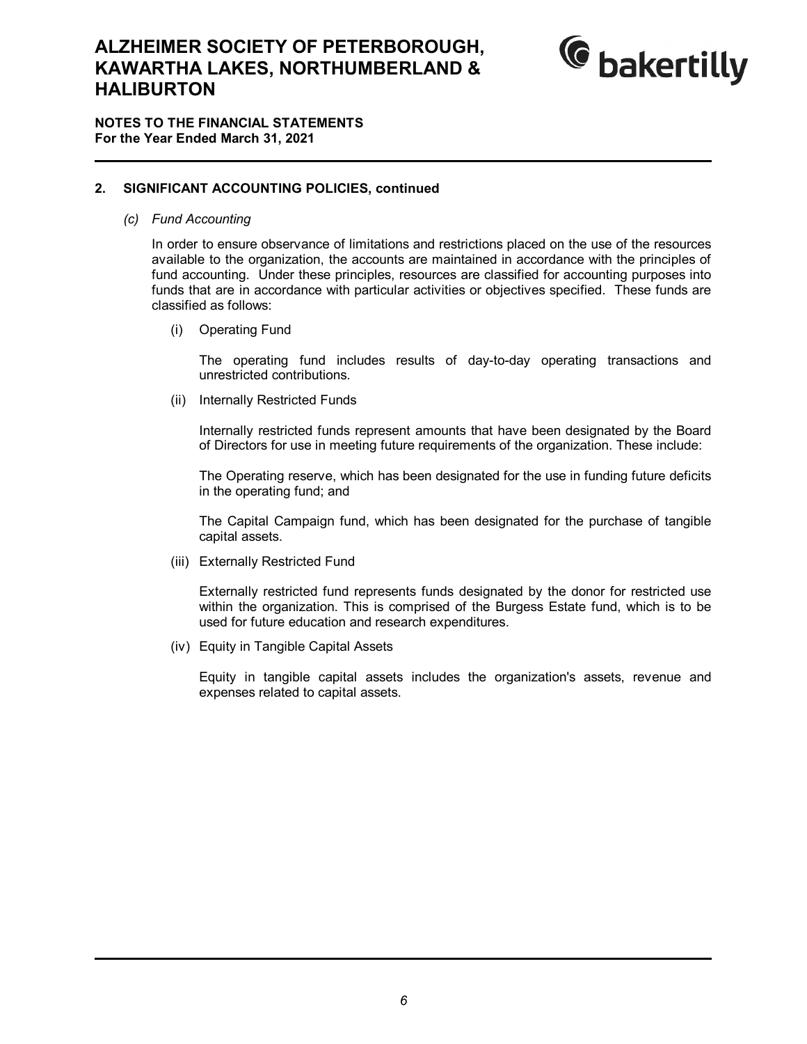# ALZHEIMER SOCIETY OF PETERBOROUGH, KAWARTHA LAKES, NORTHUMBERLAND & HALIBURTON

**NOTES TO THE FINANCIAL STATEMENTS**
**For the Year Ended March 31, 2021**

## 2. SIGNIFICANT ACCOUNTING POLICIES, continued

*(c) Fund Accounting*

In order to ensure observance of limitations and restrictions placed on the use of the resources available to the organization, the accounts are maintained in accordance with the principles of fund accounting. Under these principles, resources are classified for accounting purposes into funds that are in accordance with particular activities or objectives specified. These funds are classified as follows:

(i) Operating Fund

The operating fund includes results of day-to-day operating transactions and unrestricted contributions.

(ii) Internally Restricted Funds

Internally restricted funds represent amounts that have been designated by the Board of Directors for use in meeting future requirements of the organization. These include:

The Operating reserve, which has been designated for the use in funding future deficits in the operating fund; and

The Capital Campaign fund, which has been designated for the purchase of tangible capital assets.

(iii) Externally Restricted Fund

Externally restricted fund represents funds designated by the donor for restricted use within the organization. This is comprised of the Burgess Estate fund, which is to be used for future education and research expenditures.

(iv) Equity in Tangible Capital Assets

Equity in tangible capital assets includes the organization's assets, revenue and expenses related to capital assets.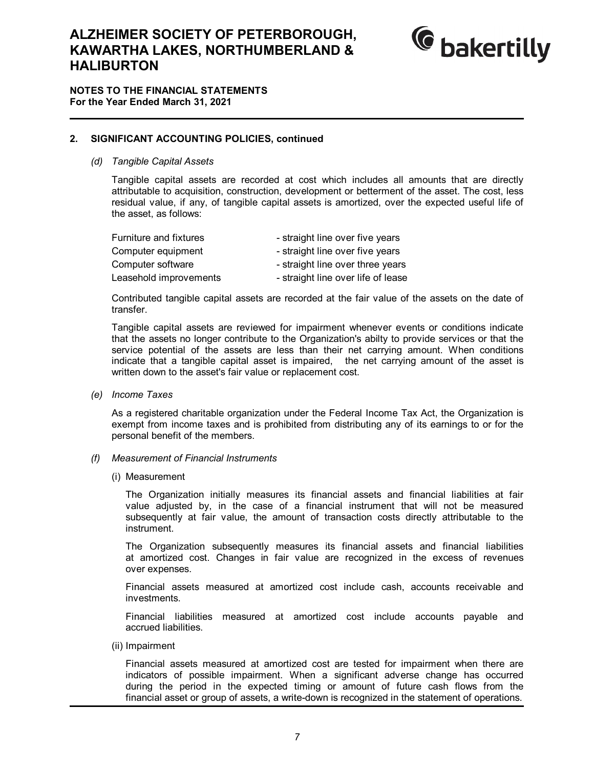## 2. SIGNIFICANT ACCOUNTING POLICIES, continued

*(d) Tangible Capital Assets*

Tangible capital assets are recorded at cost which includes all amounts that are directly attributable to acquisition, construction, development or betterment of the asset. The cost, less residual value, if any, of tangible capital assets is amortized, over the expected useful life of the asset, as follows:

| | |
|---|---|
| Furniture and fixtures | - straight line over five years |
| Computer equipment | - straight line over five years |
| Computer software | - straight line over three years |
| Leasehold improvements | - straight line over life of lease |

Contributed tangible capital assets are recorded at the fair value of the assets on the date of transfer.

Tangible capital assets are reviewed for impairment whenever events or conditions indicate that the assets no longer contribute to the Organization's abilty to provide services or that the service potential of the assets are less than their net carrying amount. When conditions indicate that a tangible capital asset is impaired, the net carrying amount of the asset is written down to the asset's fair value or replacement cost.

*(e) Income Taxes*

As a registered charitable organization under the Federal Income Tax Act, the Organization is exempt from income taxes and is prohibited from distributing any of its earnings to or for the personal benefit of the members.

*(f) Measurement of Financial Instruments*

(i) Measurement

The Organization initially measures its financial assets and financial liabilities at fair value adjusted by, in the case of a financial instrument that will not be measured subsequently at fair value, the amount of transaction costs directly attributable to the instrument.

The Organization subsequently measures its financial assets and financial liabilities at amortized cost. Changes in fair value are recognized in the excess of revenues over expenses.

Financial assets measured at amortized cost include cash, accounts receivable and investments.

Financial liabilities measured at amortized cost include accounts payable and accrued liabilities.

(ii) Impairment

Financial assets measured at amortized cost are tested for impairment when there are indicators of possible impairment. When a significant adverse change has occurred during the period in the expected timing or amount of future cash flows from the financial asset or group of assets, a write-down is recognized in the statement of operations.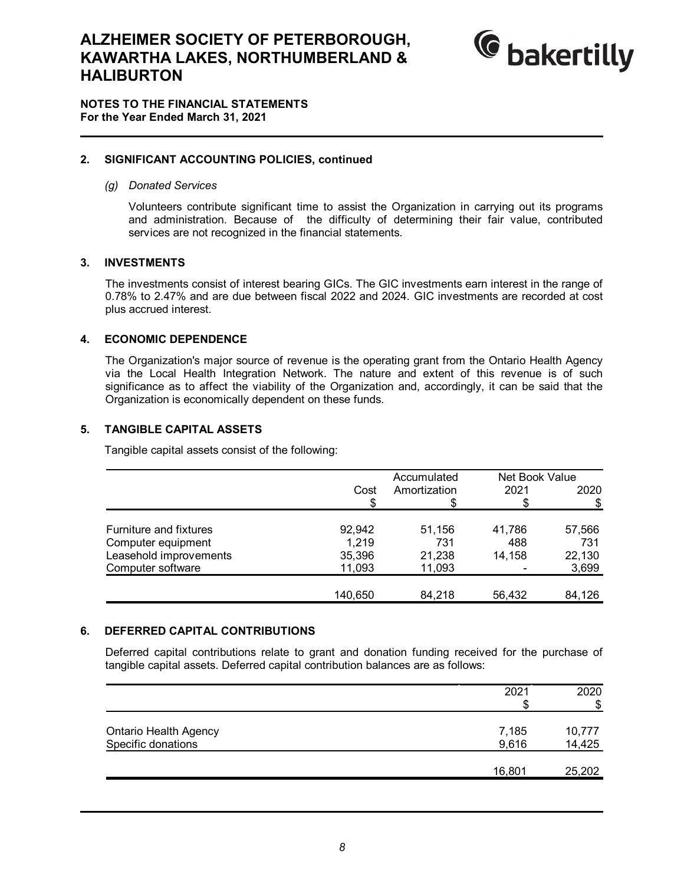# ALZHEIMER SOCIETY OF PETERBOROUGH, KAWARTHA LAKES, NORTHUMBERLAND & HALIBURTON

**NOTES TO THE FINANCIAL STATEMENTS**
**For the Year Ended March 31, 2021**

## 2. SIGNIFICANT ACCOUNTING POLICIES, continued

*(g) Donated Services*

Volunteers contribute significant time to assist the Organization in carrying out its programs and administration. Because of the difficulty of determining their fair value, contributed services are not recognized in the financial statements.

## 3. INVESTMENTS

The investments consist of interest bearing GICs. The GIC investments earn interest in the range of 0.78% to 2.47% and are due between fiscal 2022 and 2024. GIC investments are recorded at cost plus accrued interest.

## 4. ECONOMIC DEPENDENCE

The Organization's major source of revenue is the operating grant from the Ontario Health Agency via the Local Health Integration Network. The nature and extent of this revenue is of such significance as to affect the viability of the Organization and, accordingly, it can be said that the Organization is economically dependent on these funds.

## 5. TANGIBLE CAPITAL ASSETS

Tangible capital assets consist of the following:

| | Cost | Accumulated Amortization | Net Book Value 2021 | Net Book Value 2020 |
|---|---|---|---|---|
| | $ | $ | $ | $ |
| Furniture and fixtures | 92,942 | 51,156 | 41,786 | 57,566 |
| Computer equipment | 1,219 | 731 | 488 | 731 |
| Leasehold improvements | 35,396 | 21,238 | 14,158 | 22,130 |
| Computer software | 11,093 | 11,093 | - | 3,699 |
| | 140,650 | 84,218 | 56,432 | 84,126 |

## 6. DEFERRED CAPITAL CONTRIBUTIONS

Deferred capital contributions relate to grant and donation funding received for the purchase of tangible capital assets. Deferred capital contribution balances are as follows:

| | 2021 | 2020 |
|---|---|---|
| | $ | $ |
| Ontario Health Agency | 7,185 | 10,777 |
| Specific donations | 9,616 | 14,425 |
| | 16,801 | 25,202 |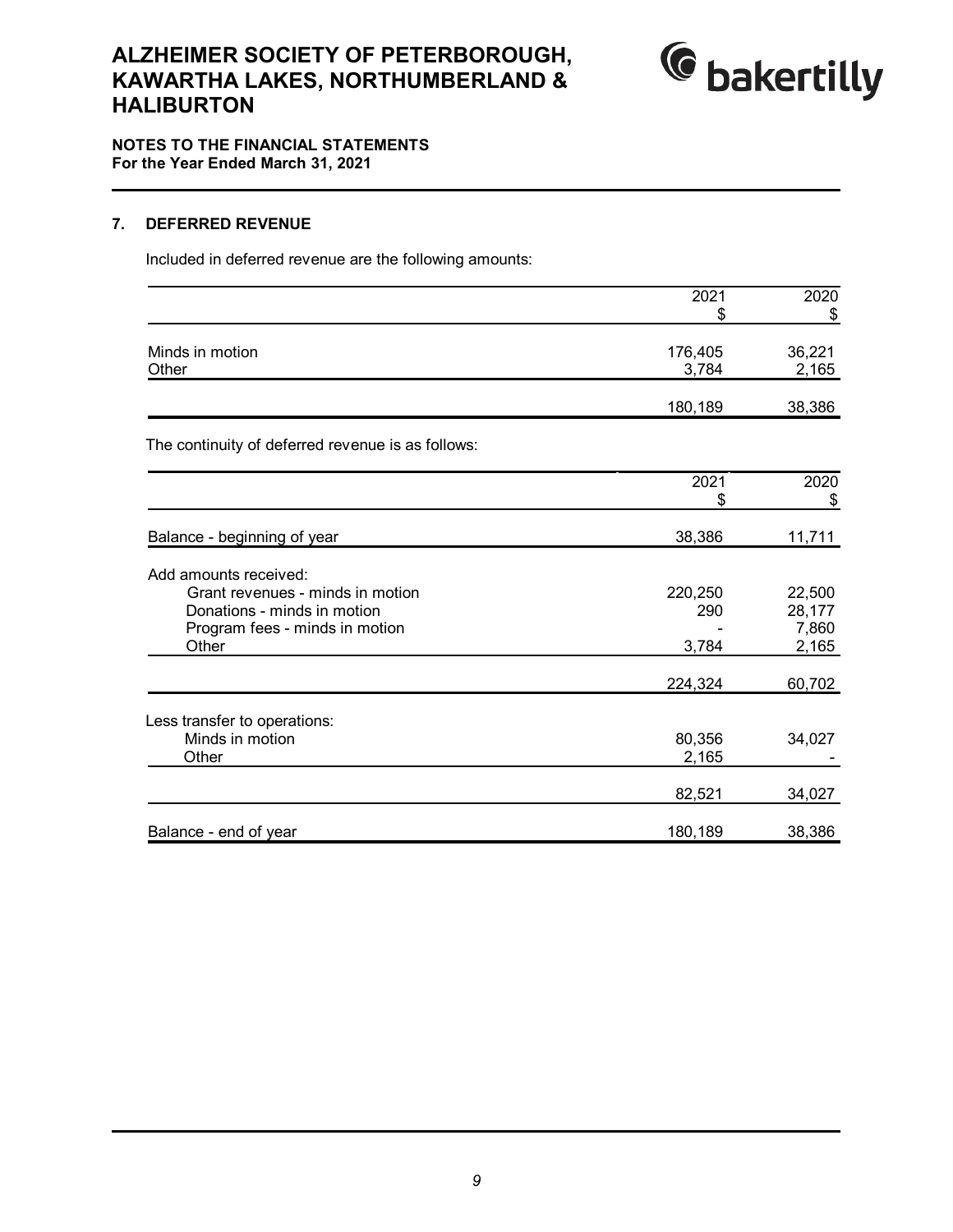# ALZHEIMER SOCIETY OF PETERBOROUGH, KAWARTHA LAKES, NORTHUMBERLAND & HALIBURTON

**NOTES TO THE FINANCIAL STATEMENTS**
**For the Year Ended March 31, 2021**

## 7. DEFERRED REVENUE

Included in deferred revenue are the following amounts:

| | 2021<br>$ | 2020<br>$ |
|---|---|---|
| Minds in motion | 176,405 | 36,221 |
| Other | 3,784 | 2,165 |
| | 180,189 | 38,386 |

The continuity of deferred revenue is as follows:

| | 2021<br>$ | 2020<br>$ |
|---|---|---|
| Balance - beginning of year | 38,386 | 11,711 |
| Add amounts received: | | |
| Grant revenues - minds in motion | 220,250 | 22,500 |
| Donations - minds in motion | 290 | 28,177 |
| Program fees - minds in motion | - | 7,860 |
| Other | 3,784 | 2,165 |
| | 224,324 | 60,702 |
| Less transfer to operations: | | |
| Minds in motion | 80,356 | 34,027 |
| Other | 2,165 | - |
| | 82,521 | 34,027 |
| Balance - end of year | 180,189 | 38,386 |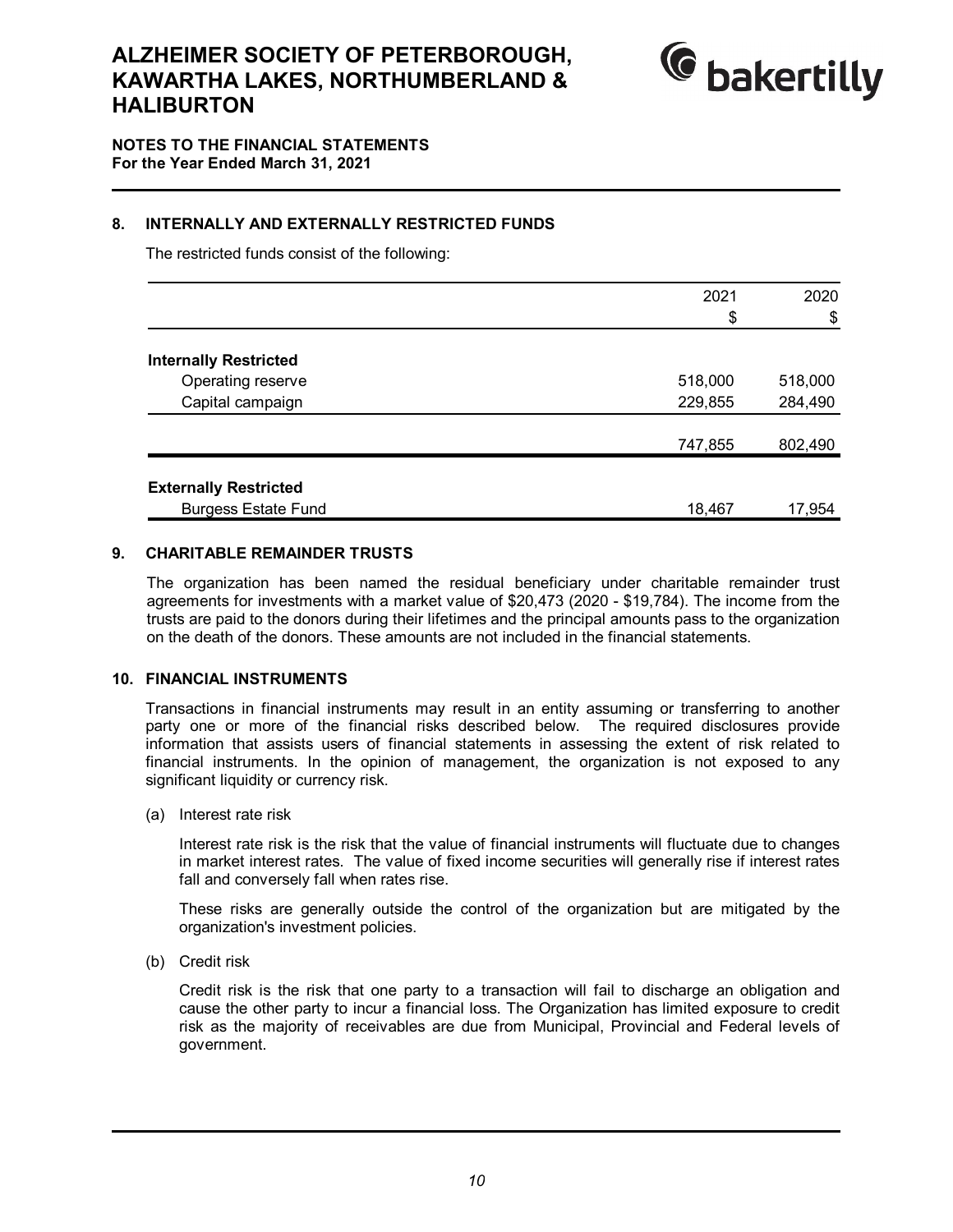# ALZHEIMER SOCIETY OF PETERBOROUGH, KAWARTHA LAKES, NORTHUMBERLAND & HALIBURTON

**NOTES TO THE FINANCIAL STATEMENTS**
**For the Year Ended March 31, 2021**

## 8. INTERNALLY AND EXTERNALLY RESTRICTED FUNDS

The restricted funds consist of the following:

| | 2021<br>$ | 2020<br>$ |
|---|---|---|
| **Internally Restricted** | | |
| Operating reserve | 518,000 | 518,000 |
| Capital campaign | 229,855 | 284,490 |
| | 747,855 | 802,490 |
| **Externally Restricted** | | |
| Burgess Estate Fund | 18,467 | 17,954 |

## 9. CHARITABLE REMAINDER TRUSTS

The organization has been named the residual beneficiary under charitable remainder trust agreements for investments with a market value of $20,473 (2020 - $19,784). The income from the trusts are paid to the donors during their lifetimes and the principal amounts pass to the organization on the death of the donors. These amounts are not included in the financial statements.

## 10. FINANCIAL INSTRUMENTS

Transactions in financial instruments may result in an entity assuming or transferring to another party one or more of the financial risks described below. The required disclosures provide information that assists users of financial statements in assessing the extent of risk related to financial instruments. In the opinion of management, the organization is not exposed to any significant liquidity or currency risk.

(a) Interest rate risk

Interest rate risk is the risk that the value of financial instruments will fluctuate due to changes in market interest rates. The value of fixed income securities will generally rise if interest rates fall and conversely fall when rates rise.

These risks are generally outside the control of the organization but are mitigated by the organization's investment policies.

(b) Credit risk

Credit risk is the risk that one party to a transaction will fail to discharge an obligation and cause the other party to incur a financial loss. The Organization has limited exposure to credit risk as the majority of receivables are due from Municipal, Provincial and Federal levels of government.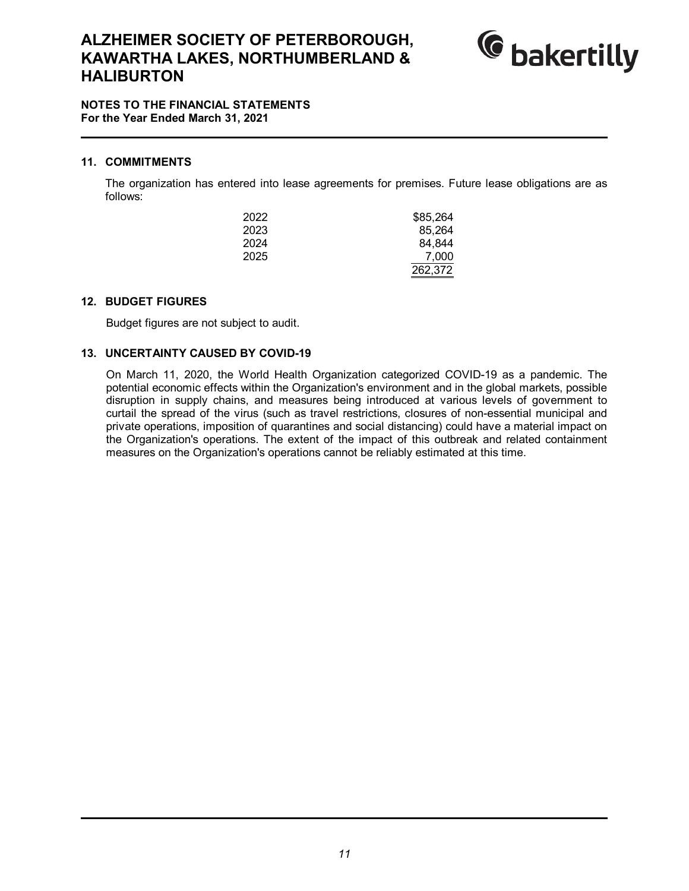# ALZHEIMER SOCIETY OF PETERBOROUGH, KAWARTHA LAKES, NORTHUMBERLAND & HALIBURTON

**NOTES TO THE FINANCIAL STATEMENTS**
**For the Year Ended March 31, 2021**

## 11. COMMITMENTS

The organization has entered into lease agreements for premises. Future lease obligations are as follows:

| | |
|---|---:|
| 2022 | $85,264 |
| 2023 | 85,264 |
| 2024 | 84,844 |
| 2025 | 7,000 |
| | 262,372 |

## 12. BUDGET FIGURES

Budget figures are not subject to audit.

## 13. UNCERTAINTY CAUSED BY COVID-19

On March 11, 2020, the World Health Organization categorized COVID-19 as a pandemic. The potential economic effects within the Organization's environment and in the global markets, possible disruption in supply chains, and measures being introduced at various levels of government to curtail the spread of the virus (such as travel restrictions, closures of non-essential municipal and private operations, imposition of quarantines and social distancing) could have a material impact on the Organization's operations. The extent of the impact of this outbreak and related containment measures on the Organization's operations cannot be reliably estimated at this time.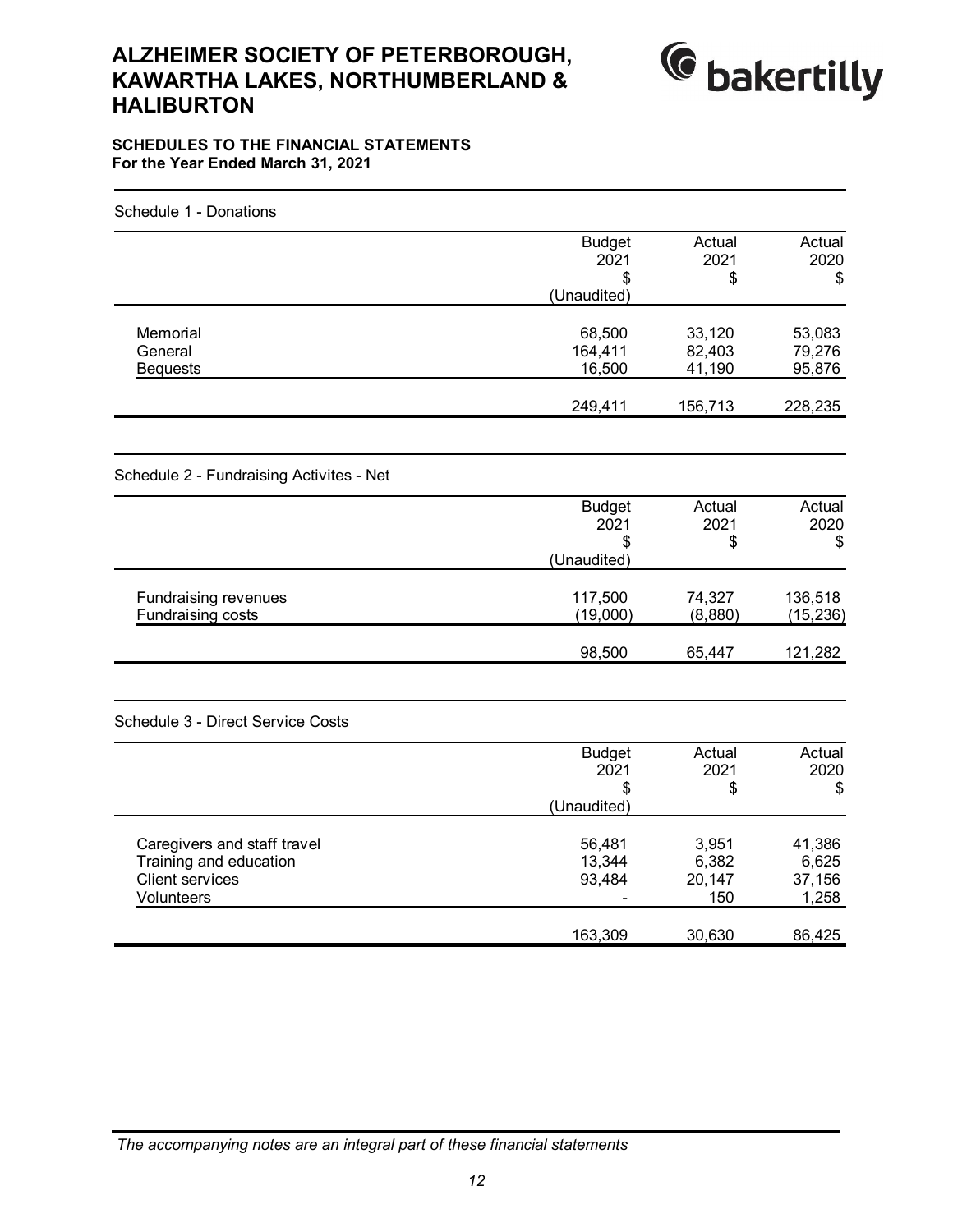# ALZHEIMER SOCIETY OF PETERBOROUGH, KAWARTHA LAKES, NORTHUMBERLAND & HALIBURTON

**SCHEDULES TO THE FINANCIAL STATEMENTS**
**For the Year Ended March 31, 2021**

Schedule 1 - Donations

| | Budget 2021 $ (Unaudited) | Actual 2021 $ | Actual 2020 $ |
|---|---|---|---|
| Memorial | 68,500 | 33,120 | 53,083 |
| General | 164,411 | 82,403 | 79,276 |
| Bequests | 16,500 | 41,190 | 95,876 |
| | 249,411 | 156,713 | 228,235 |

Schedule 2 - Fundraising Activites - Net

| | Budget 2021 $ (Unaudited) | Actual 2021 $ | Actual 2020 $ |
|---|---|---|---|
| Fundraising revenues | 117,500 | 74,327 | 136,518 |
| Fundraising costs | (19,000) | (8,880) | (15,236) |
| | 98,500 | 65,447 | 121,282 |

Schedule 3 - Direct Service Costs

| | Budget 2021 $ (Unaudited) | Actual 2021 $ | Actual 2020 $ |
|---|---|---|---|
| Caregivers and staff travel | 56,481 | 3,951 | 41,386 |
| Training and education | 13,344 | 6,382 | 6,625 |
| Client services | 93,484 | 20,147 | 37,156 |
| Volunteers | - | 150 | 1,258 |
| | 163,309 | 30,630 | 86,425 |

*The accompanying notes are an integral part of these financial statements*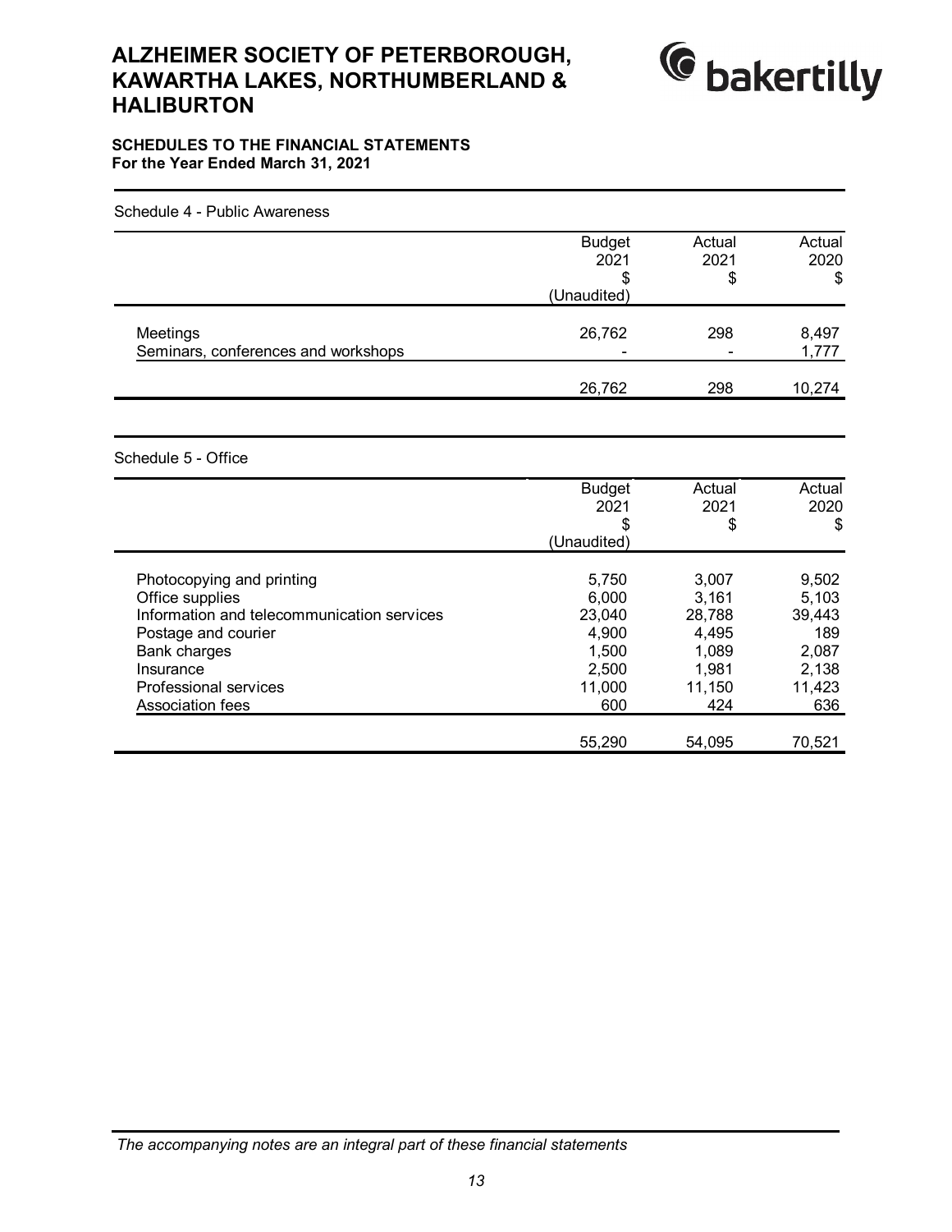# ALZHEIMER SOCIETY OF PETERBOROUGH, KAWARTHA LAKES, NORTHUMBERLAND & HALIBURTON

**SCHEDULES TO THE FINANCIAL STATEMENTS**
**For the Year Ended March 31, 2021**

Schedule 4 - Public Awareness

| | Budget 2021 $ (Unaudited) | Actual 2021 $ | Actual 2020 $ |
|---|---|---|---|
| Meetings | 26,762 | 298 | 8,497 |
| Seminars, conferences and workshops | - | - | 1,777 |
| | 26,762 | 298 | 10,274 |

Schedule 5 - Office

| | Budget 2021 $ (Unaudited) | Actual 2021 $ | Actual 2020 $ |
|---|---|---|---|
| Photocopying and printing | 5,750 | 3,007 | 9,502 |
| Office supplies | 6,000 | 3,161 | 5,103 |
| Information and telecommunication services | 23,040 | 28,788 | 39,443 |
| Postage and courier | 4,900 | 4,495 | 189 |
| Bank charges | 1,500 | 1,089 | 2,087 |
| Insurance | 2,500 | 1,981 | 2,138 |
| Professional services | 11,000 | 11,150 | 11,423 |
| Association fees | 600 | 424 | 636 |
| | 55,290 | 54,095 | 70,521 |

*The accompanying notes are an integral part of these financial statements*